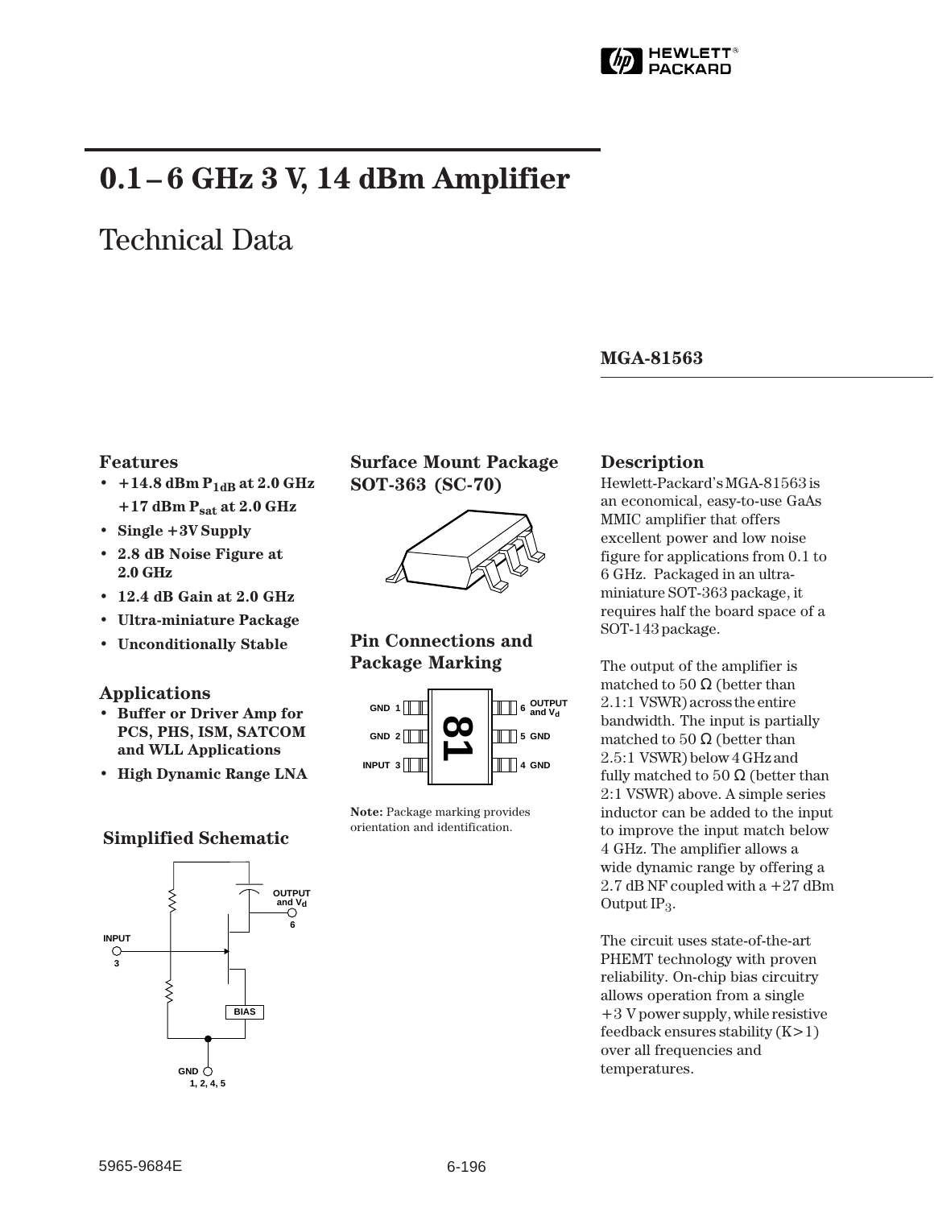# 0.1 – 6 GHz 3 V, 14 dBm Amplifier

## Technical Data

**MGA-81563**

### Features

- **+14.8 dBm $P_{1dB}$ at 2.0 GHz**
  **+17 dBm $P_{sat}$ at 2.0 GHz**
- **Single +3V Supply**
- **2.8 dB Noise Figure at 2.0 GHz**
- **12.4 dB Gain at 2.0 GHz**
- **Ultra-miniature Package**
- **Unconditionally Stable**

### Applications

- **Buffer or Driver Amp for PCS, PHS, ISM, SATCOM and WLL Applications**
- **High Dynamic Range LNA**

### Simplified Schematic

INPUT 3; OUTPUT and $V_d$ 6; BIAS; GND 1, 2, 4, 5

### Surface Mount Package SOT-363 (SC-70)

### Pin Connections and Package Marking

| Pin | Function | Pin | Function |
|---|---|---|---|
| 1 | GND | 6 | OUTPUT and $V_d$ |
| 2 | GND | 5 | GND |
| 3 | INPUT | 4 | GND |

Package marking: 81

**Note:** Package marking provides orientation and identification.

### Description

Hewlett-Packard's MGA-81563 is an economical, easy-to-use GaAs MMIC amplifier that offers excellent power and low noise figure for applications from 0.1 to 6 GHz. Packaged in an ultra-miniature SOT-363 package, it requires half the board space of a SOT-143 package.

The output of the amplifier is matched to 50 Ω (better than 2.1:1 VSWR) across the entire bandwidth. The input is partially matched to 50 Ω (better than 2.5:1 VSWR) below 4 GHz and fully matched to 50 Ω (better than 2:1 VSWR) above. A simple series inductor can be added to the input to improve the input match below 4 GHz. The amplifier allows a wide dynamic range by offering a 2.7 dB NF coupled with a +27 dBm Output $IP_3$.

The circuit uses state-of-the-art PHEMT technology with proven reliability. On-chip bias circuitry allows operation from a single +3 V power supply, while resistive feedback ensures stability (K>1) over all frequencies and temperatures.

5965-9684E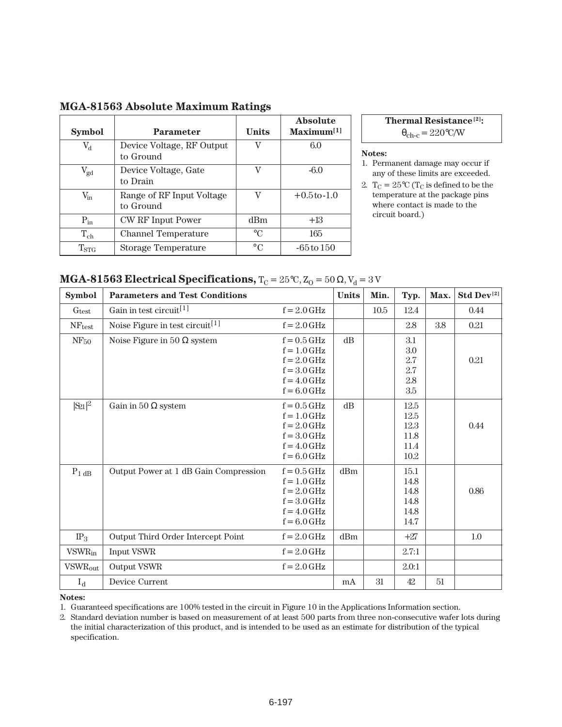## MGA-81563 Absolute Maximum Ratings

| Symbol | Parameter | Units | Absolute Maximum[1] |
|---|---|---|---|
| $V_d$ | Device Voltage, RF Output to Ground | V | 6.0 |
| $V_{gd}$ | Device Voltage, Gate to Drain | V | -6.0 |
| $V_{in}$ | Range of RF Input Voltage to Ground | V | +0.5 to -1.0 |
| $P_{in}$ | CW RF Input Power | dBm | +13 |
| $T_{ch}$ | Channel Temperature | °C | 165 |
| $T_{STG}$ | Storage Temperature | °C | -65 to 150 |

| Thermal Resistance[2]: |
|---|
| $\theta_{ch-c}$ = 220°C/W |

**Notes:**
1. Permanent damage may occur if any of these limits are exceeded.
2. $T_C$ = 25°C ($T_C$ is defined to be the temperature at the package pins where contact is made to the circuit board.)

## MGA-81563 Electrical Specifications, $T_C$ = 25°C, $Z_O$ = 50 Ω, $V_d$ = 3 V

| Symbol | Parameters and Test Conditions | | Units | Min. | Typ. | Max. | Std Dev[2] |
|---|---|---|---|---|---|---|---|
| $G_{test}$ | Gain in test circuit[1] | f = 2.0 GHz | | 10.5 | 12.4 | | 0.44 |
| $NF_{test}$ | Noise Figure in test circuit[1] | f = 2.0 GHz | | | 2.8 | 3.8 | 0.21 |
| $NF_{50}$ | Noise Figure in 50 Ω system | f = 0.5 GHz<br>f = 1.0 GHz<br>f = 2.0 GHz<br>f = 3.0 GHz<br>f = 4.0 GHz<br>f = 6.0 GHz | dB | | 3.1<br>3.0<br>2.7<br>2.7<br>2.8<br>3.5 | | 0.21 |
| $\lvert S_{21}\rvert^2$ | Gain in 50 Ω system | f = 0.5 GHz<br>f = 1.0 GHz<br>f = 2.0 GHz<br>f = 3.0 GHz<br>f = 4.0 GHz<br>f = 6.0 GHz | dB | | 12.5<br>12.5<br>12.3<br>11.8<br>11.4<br>10.2 | | 0.44 |
| $P_{1\,dB}$ | Output Power at 1 dB Gain Compression | f = 0.5 GHz<br>f = 1.0 GHz<br>f = 2.0 GHz<br>f = 3.0 GHz<br>f = 4.0 GHz<br>f = 6.0 GHz | dBm | | 15.1<br>14.8<br>14.8<br>14.8<br>14.8<br>14.7 | | 0.86 |
| $IP_3$ | Output Third Order Intercept Point | f = 2.0 GHz | dBm | | +27 | | 1.0 |
| $VSWR_{in}$ | Input VSWR | f = 2.0 GHz | | | 2.7:1 | | |
| $VSWR_{out}$ | Output VSWR | f = 2.0 GHz | | | 2.0:1 | | |
| $I_d$ | Device Current | | mA | 31 | 42 | 51 | |

**Notes:**
1. Guaranteed specifications are 100% tested in the circuit in Figure 10 in the Applications Information section.
2. Standard deviation number is based on measurement of at least 500 parts from three non-consecutive wafer lots during the initial characterization of this product, and is intended to be used as an estimate for distribution of the typical specification.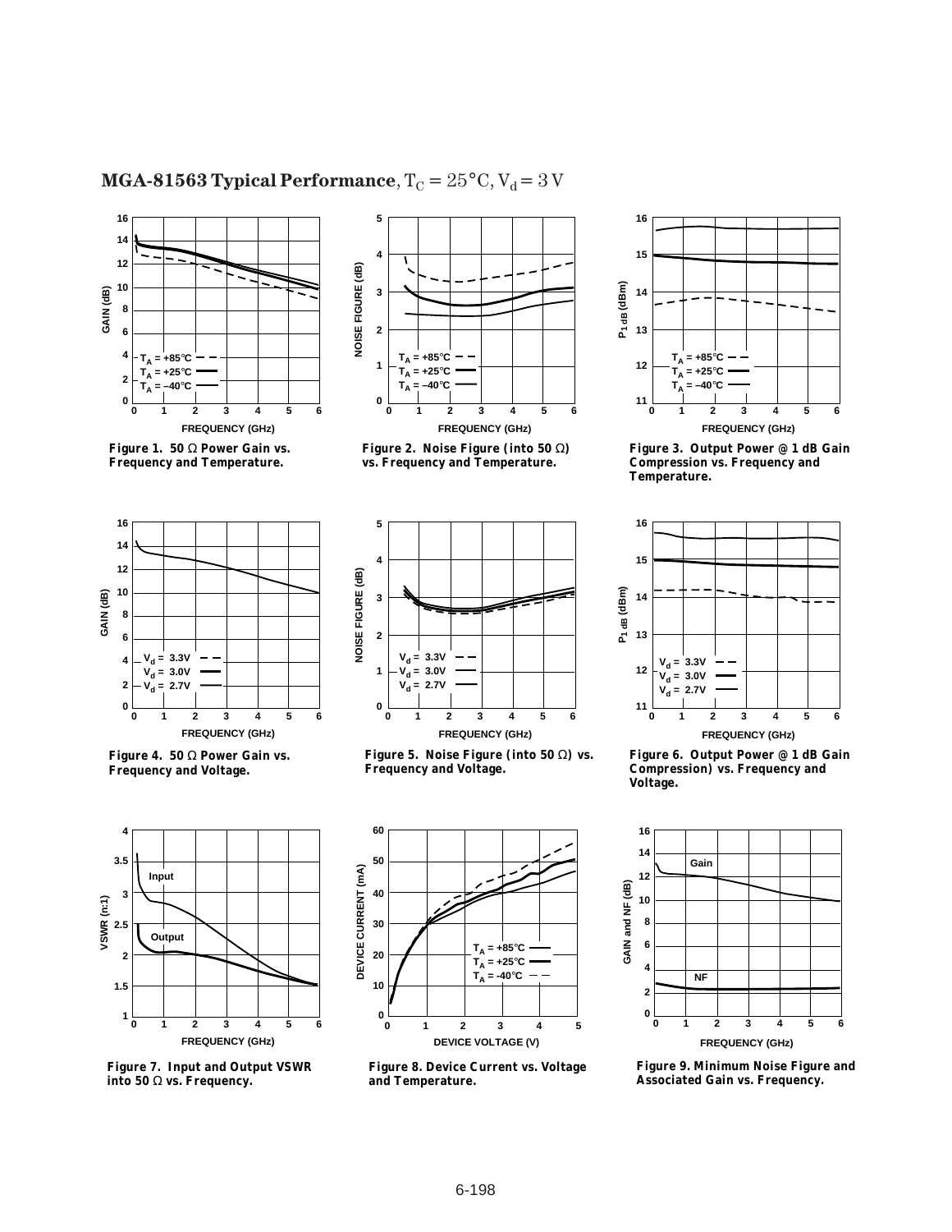## MGA-81563 Typical Performance, $T_C = 25°C, V_d = 3 V$

**Figure 1. 50 Ω Power Gain vs. Frequency and Temperature.**

**Figure 2. Noise Figure (into 50 Ω) vs. Frequency and Temperature.**

**Figure 3. Output Power @ 1 dB Gain Compression vs. Frequency and Temperature.**

**Figure 4. 50 Ω Power Gain vs. Frequency and Voltage.**

**Figure 5. Noise Figure (into 50 Ω) vs. Frequency and Voltage.**

**Figure 6. Output Power @ 1 dB Gain Compression) vs. Frequency and Voltage.**

**Figure 7. Input and Output VSWR into 50 Ω vs. Frequency.**

**Figure 8. Device Current vs. Voltage and Temperature.**

**Figure 9. Minimum Noise Figure and Associated Gain vs. Frequency.**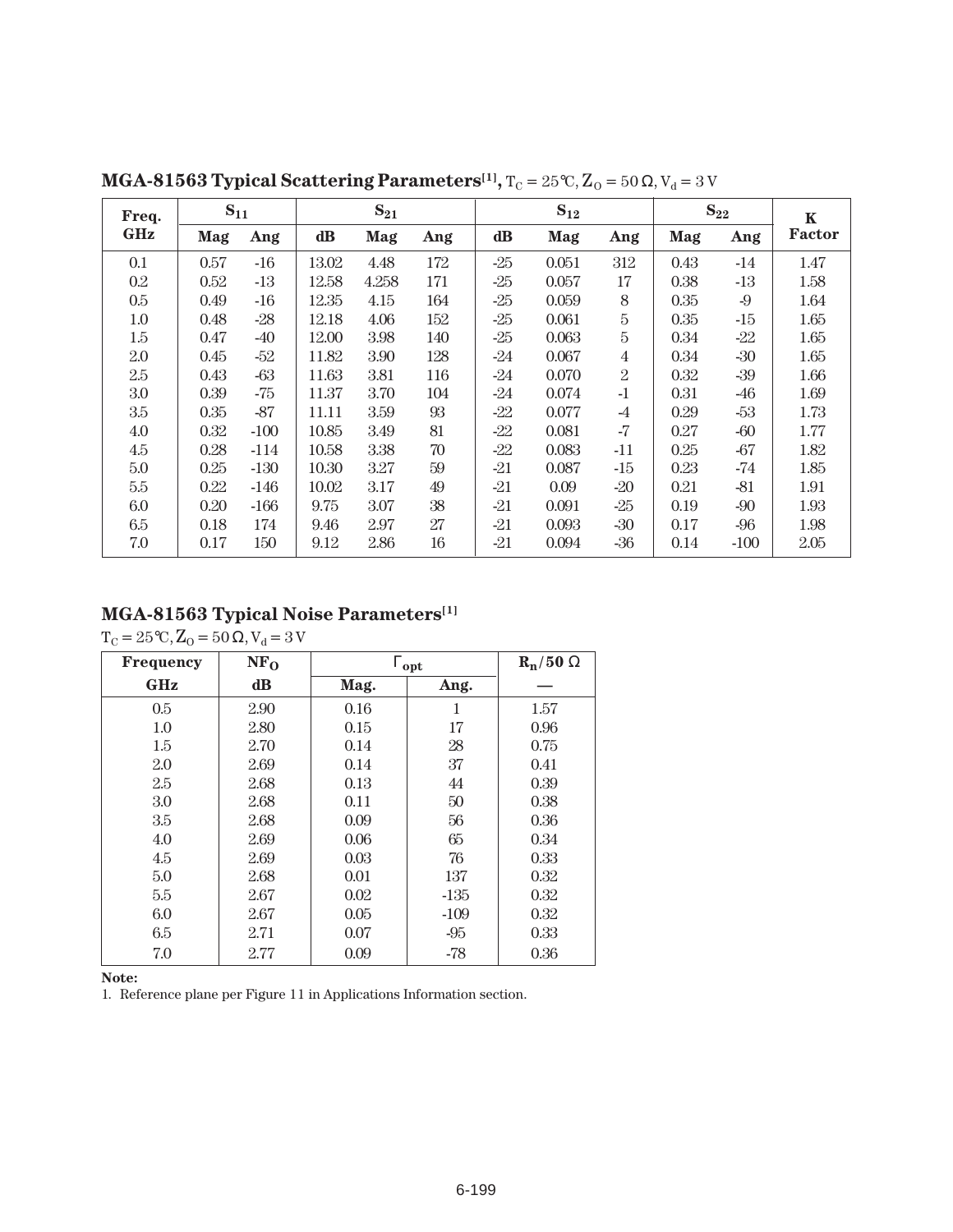## MGA-81563 Typical Scattering Parameters[1], $T_C = 25°C$, $Z_O = 50\ \Omega$, $V_d = 3\ V$

| Freq. | $S_{11}$ | | $S_{21}$ | | | $S_{12}$ | | | $S_{22}$ | | K |
|---|---|---|---|---|---|---|---|---|---|---|---|
| GHz | Mag | Ang | dB | Mag | Ang | dB | Mag | Ang | Mag | Ang | Factor |
| 0.1 | 0.57 | -16 | 13.02 | 4.48 | 172 | -25 | 0.051 | 312 | 0.43 | -14 | 1.47 |
| 0.2 | 0.52 | -13 | 12.58 | 4.258 | 171 | -25 | 0.057 | 17 | 0.38 | -13 | 1.58 |
| 0.5 | 0.49 | -16 | 12.35 | 4.15 | 164 | -25 | 0.059 | 8 | 0.35 | -9 | 1.64 |
| 1.0 | 0.48 | -28 | 12.18 | 4.06 | 152 | -25 | 0.061 | 5 | 0.35 | -15 | 1.65 |
| 1.5 | 0.47 | -40 | 12.00 | 3.98 | 140 | -25 | 0.063 | 5 | 0.34 | -22 | 1.65 |
| 2.0 | 0.45 | -52 | 11.82 | 3.90 | 128 | -24 | 0.067 | 4 | 0.34 | -30 | 1.65 |
| 2.5 | 0.43 | -63 | 11.63 | 3.81 | 116 | -24 | 0.070 | 2 | 0.32 | -39 | 1.66 |
| 3.0 | 0.39 | -75 | 11.37 | 3.70 | 104 | -24 | 0.074 | -1 | 0.31 | -46 | 1.69 |
| 3.5 | 0.35 | -87 | 11.11 | 3.59 | 93 | -22 | 0.077 | -4 | 0.29 | -53 | 1.73 |
| 4.0 | 0.32 | -100 | 10.85 | 3.49 | 81 | -22 | 0.081 | -7 | 0.27 | -60 | 1.77 |
| 4.5 | 0.28 | -114 | 10.58 | 3.38 | 70 | -22 | 0.083 | -11 | 0.25 | -67 | 1.82 |
| 5.0 | 0.25 | -130 | 10.30 | 3.27 | 59 | -21 | 0.087 | -15 | 0.23 | -74 | 1.85 |
| 5.5 | 0.22 | -146 | 10.02 | 3.17 | 49 | -21 | 0.09 | -20 | 0.21 | -81 | 1.91 |
| 6.0 | 0.20 | -166 | 9.75 | 3.07 | 38 | -21 | 0.091 | -25 | 0.19 | -90 | 1.93 |
| 6.5 | 0.18 | 174 | 9.46 | 2.97 | 27 | -21 | 0.093 | -30 | 0.17 | -96 | 1.98 |
| 7.0 | 0.17 | 150 | 9.12 | 2.86 | 16 | -21 | 0.094 | -36 | 0.14 | -100 | 2.05 |

## MGA-81563 Typical Noise Parameters[1]

$T_C = 25°C$, $Z_O = 50\ \Omega$, $V_d = 3\ V$

| Frequency | $NF_O$ | $\Gamma_{opt}$ | | $R_n/50\ \Omega$ |
|---|---|---|---|---|
| GHz | dB | Mag. | Ang. | — |
| 0.5 | 2.90 | 0.16 | 1 | 1.57 |
| 1.0 | 2.80 | 0.15 | 17 | 0.96 |
| 1.5 | 2.70 | 0.14 | 28 | 0.75 |
| 2.0 | 2.69 | 0.14 | 37 | 0.41 |
| 2.5 | 2.68 | 0.13 | 44 | 0.39 |
| 3.0 | 2.68 | 0.11 | 50 | 0.38 |
| 3.5 | 2.68 | 0.09 | 56 | 0.36 |
| 4.0 | 2.69 | 0.06 | 65 | 0.34 |
| 4.5 | 2.69 | 0.03 | 76 | 0.33 |
| 5.0 | 2.68 | 0.01 | 137 | 0.32 |
| 5.5 | 2.67 | 0.02 | -135 | 0.32 |
| 6.0 | 2.67 | 0.05 | -109 | 0.32 |
| 6.5 | 2.71 | 0.07 | -95 | 0.33 |
| 7.0 | 2.77 | 0.09 | -78 | 0.36 |

**Note:**
1. Reference plane per Figure 11 in Applications Information section.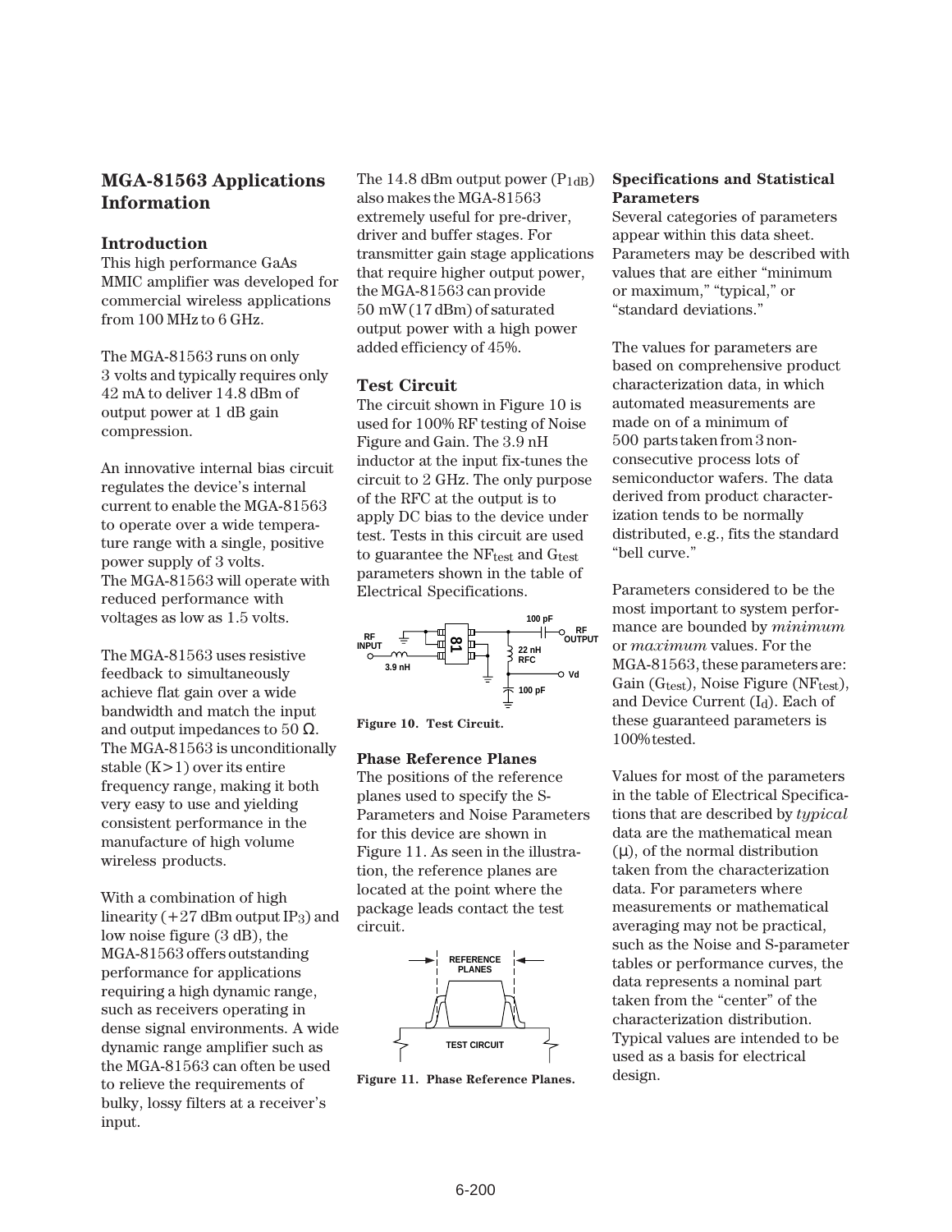# MGA-81563 Applications Information

## Introduction

This high performance GaAs MMIC amplifier was developed for commercial wireless applications from 100 MHz to 6 GHz.

The MGA-81563 runs on only 3 volts and typically requires only 42 mA to deliver 14.8 dBm of output power at 1 dB gain compression.

An innovative internal bias circuit regulates the device's internal current to enable the MGA-81563 to operate over a wide temperature range with a single, positive power supply of 3 volts. The MGA-81563 will operate with reduced performance with voltages as low as 1.5 volts.

The MGA-81563 uses resistive feedback to simultaneously achieve flat gain over a wide bandwidth and match the input and output impedances to 50 Ω. The MGA-81563 is unconditionally stable (K>1) over its entire frequency range, making it both very easy to use and yielding consistent performance in the manufacture of high volume wireless products.

With a combination of high linearity (+27 dBm output $IP_3$) and low noise figure (3 dB), the MGA-81563 offers outstanding performance for applications requiring a high dynamic range, such as receivers operating in dense signal environments. A wide dynamic range amplifier such as the MGA-81563 can often be used to relieve the requirements of bulky, lossy filters at a receiver's input.

The 14.8 dBm output power ($P_{1dB}$) also makes the MGA-81563 extremely useful for pre-driver, driver and buffer stages. For transmitter gain stage applications that require higher output power, the MGA-81563 can provide 50 mW (17 dBm) of saturated output power with a high power added efficiency of 45%.

## Test Circuit

The circuit shown in Figure 10 is used for 100% RF testing of Noise Figure and Gain. The 3.9 nH inductor at the input fix-tunes the circuit to 2 GHz. The only purpose of the RFC at the output is to apply DC bias to the device under test. Tests in this circuit are used to guarantee the $NF_{test}$ and $G_{test}$ parameters shown in the table of Electrical Specifications.

Figure 10. Test Circuit.

## Phase Reference Planes

The positions of the reference planes used to specify the S-Parameters and Noise Parameters for this device are shown in Figure 11. As seen in the illustration, the reference planes are located at the point where the package leads contact the test circuit.

Figure 11. Phase Reference Planes.

## Specifications and Statistical Parameters

Several categories of parameters appear within this data sheet. Parameters may be described with values that are either "minimum or maximum," "typical," or "standard deviations."

The values for parameters are based on comprehensive product characterization data, in which automated measurements are made on of a minimum of 500 parts taken from 3 non-consecutive process lots of semiconductor wafers. The data derived from product characterization tends to be normally distributed, e.g., fits the standard "bell curve."

Parameters considered to be the most important to system performance are bounded by *minimum* or *maximum* values. For the MGA-81563, these parameters are: Gain ($G_{test}$), Noise Figure ($NF_{test}$), and Device Current ($I_d$). Each of these guaranteed parameters is 100% tested.

Values for most of the parameters in the table of Electrical Specifications that are described by *typical* data are the mathematical mean (μ), of the normal distribution taken from the characterization data. For parameters where measurements or mathematical averaging may not be practical, such as the Noise and S-parameter tables or performance curves, the data represents a nominal part taken from the "center" of the characterization distribution. Typical values are intended to be used as a basis for electrical design.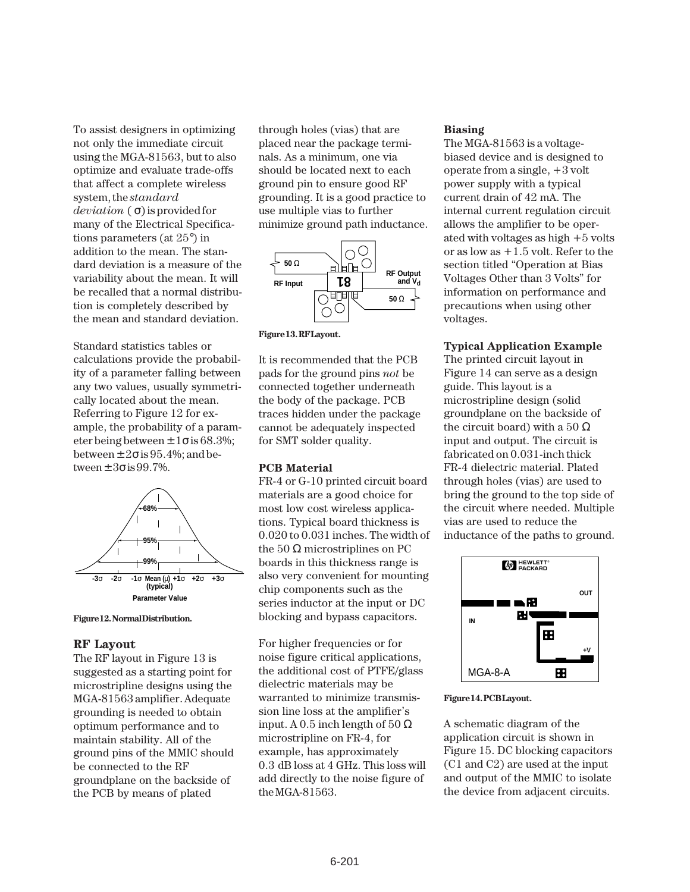To assist designers in optimizing not only the immediate circuit using the MGA-81563, but to also optimize and evaluate trade-offs that affect a complete wireless system, the *standard deviation* ( $\sigma$) is provided for many of the Electrical Specifications parameters (at 25°) in addition to the mean. The standard deviation is a measure of the variability about the mean. It will be recalled that a normal distribution is completely described by the mean and standard deviation.

Standard statistics tables or calculations provide the probability of a parameter falling between any two values, usually symmetrically located about the mean. Referring to Figure 12 for example, the probability of a parameter being between $\pm 1\sigma$ is 68.3%; between $\pm 2\sigma$ is 95.4%; and between $\pm 3\sigma$ is 99.7%.

**Figure 12. Normal Distribution.**

## RF Layout

The RF layout in Figure 13 is suggested as a starting point for microstripline designs using the MGA-81563 amplifier. Adequate grounding is needed to obtain optimum performance and to maintain stability. All of the ground pins of the MMIC should be connected to the RF groundplane on the backside of the PCB by means of plated through holes (vias) that are placed near the package terminals. As a minimum, one via should be located next to each ground pin to ensure good RF grounding. It is a good practice to use multiple vias to further minimize ground path inductance.

**Figure 13. RF Layout.**

It is recommended that the PCB pads for the ground pins *not* be connected together underneath the body of the package. PCB traces hidden under the package cannot be adequately inspected for SMT solder quality.

## PCB Material

FR-4 or G-10 printed circuit board materials are a good choice for most low cost wireless applications. Typical board thickness is 0.020 to 0.031 inches. The width of the 50 Ω microstriplines on PC boards in this thickness range is also very convenient for mounting chip components such as the series inductor at the input or DC blocking and bypass capacitors.

For higher frequencies or for noise figure critical applications, the additional cost of PTFE/glass dielectric materials may be warranted to minimize transmission line loss at the amplifier's input. A 0.5 inch length of 50 Ω microstripline on FR-4, for example, has approximately 0.3 dB loss at 4 GHz. This loss will add directly to the noise figure of the MGA-81563.

## Biasing

The MGA-81563 is a voltage-biased device and is designed to operate from a single, +3 volt power supply with a typical current drain of 42 mA. The internal current regulation circuit allows the amplifier to be operated with voltages as high +5 volts or as low as +1.5 volt. Refer to the section titled "Operation at Bias Voltages Other than 3 Volts" for information on performance and precautions when using other voltages.

## Typical Application Example

The printed circuit layout in Figure 14 can serve as a design guide. This layout is a microstripline design (solid groundplane on the backside of the circuit board) with a 50 Ω input and output. The circuit is fabricated on 0.031-inch thick FR-4 dielectric material. Plated through holes (vias) are used to bring the ground to the top side of the circuit where needed. Multiple vias are used to reduce the inductance of the paths to ground.

**Figure 14. PCB Layout.**

A schematic diagram of the application circuit is shown in Figure 15. DC blocking capacitors (C1 and C2) are used at the input and output of the MMIC to isolate the device from adjacent circuits.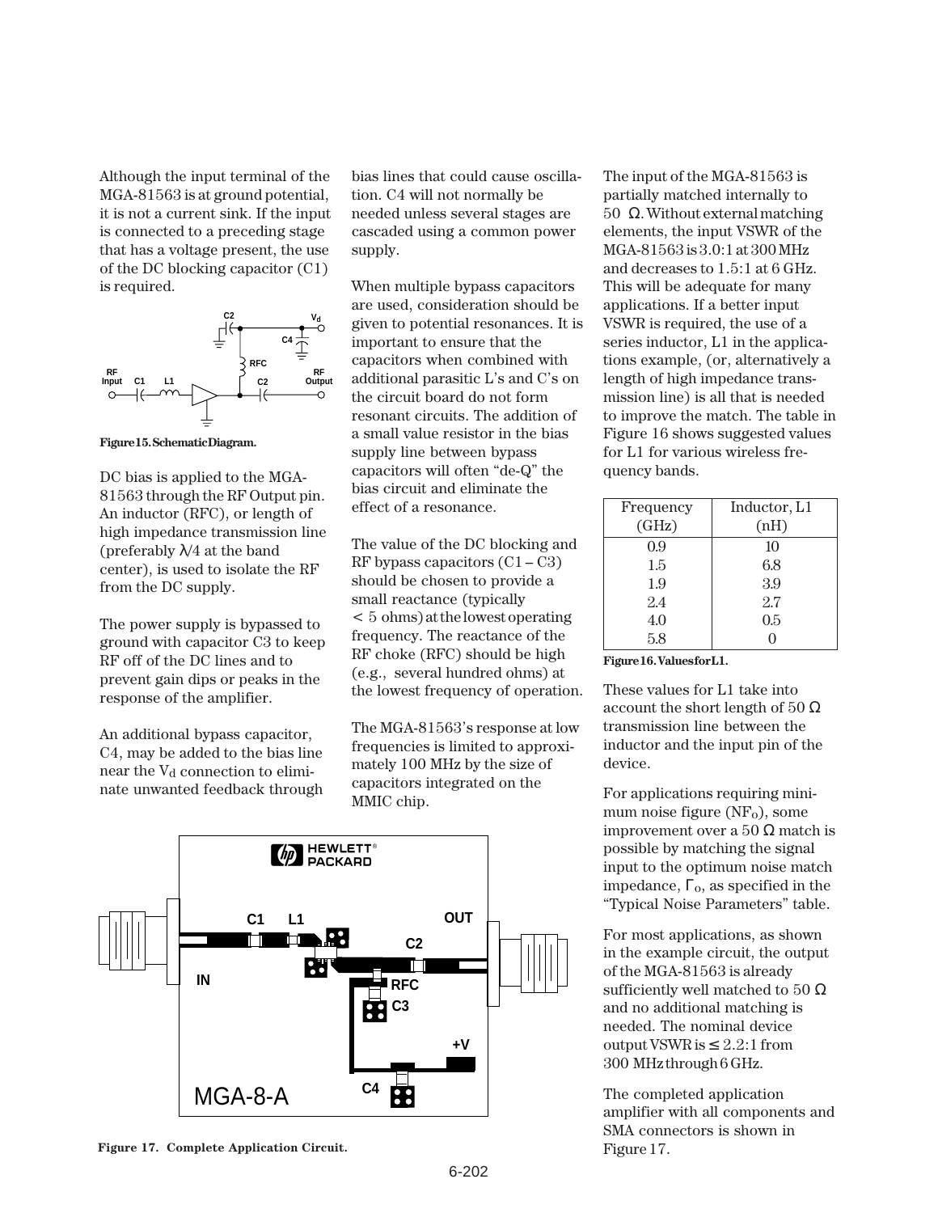Although the input terminal of the MGA-81563 is at ground potential, it is not a current sink. If the input is connected to a preceding stage that has a voltage present, the use of the DC blocking capacitor (C1) is required.

**Figure 15. Schematic Diagram.**

DC bias is applied to the MGA-81563 through the RF Output pin. An inductor (RFC), or length of high impedance transmission line (preferably λ/4 at the band center), is used to isolate the RF from the DC supply.

The power supply is bypassed to ground with capacitor C3 to keep RF off of the DC lines and to prevent gain dips or peaks in the response of the amplifier.

An additional bypass capacitor, C4, may be added to the bias line near the $V_d$ connection to eliminate unwanted feedback through bias lines that could cause oscillation. C4 will not normally be needed unless several stages are cascaded using a common power supply.

When multiple bypass capacitors are used, consideration should be given to potential resonances. It is important to ensure that the capacitors when combined with additional parasitic L's and C's on the circuit board do not form resonant circuits. The addition of a small value resistor in the bias supply line between bypass capacitors will often "de-Q" the bias circuit and eliminate the effect of a resonance.

The value of the DC blocking and RF bypass capacitors (C1 – C3) should be chosen to provide a small reactance (typically < 5 ohms) at the lowest operating frequency. The reactance of the RF choke (RFC) should be high (e.g., several hundred ohms) at the lowest frequency of operation.

The MGA-81563's response at low frequencies is limited to approximately 100 MHz by the size of capacitors integrated on the MMIC chip.

The input of the MGA-81563 is partially matched internally to 50 Ω. Without external matching elements, the input VSWR of the MGA-81563 is 3.0:1 at 300 MHz and decreases to 1.5:1 at 6 GHz. This will be adequate for many applications. If a better input VSWR is required, the use of a series inductor, L1 in the applications example, (or, alternatively a length of high impedance transmission line) is all that is needed to improve the match. The table in Figure 16 shows suggested values for L1 for various wireless frequency bands.

| Frequency (GHz) | Inductor, L1 (nH) |
|---|---|
| 0.9 | 10 |
| 1.5 | 6.8 |
| 1.9 | 3.9 |
| 2.4 | 2.7 |
| 4.0 | 0.5 |
| 5.8 | 0 |

**Figure 16. Values for L1.**

These values for L1 take into account the short length of 50 Ω transmission line between the inductor and the input pin of the device.

For applications requiring minimum noise figure ($NF_o$), some improvement over a 50 Ω match is possible by matching the signal input to the optimum noise match impedance, $\Gamma_o$, as specified in the "Typical Noise Parameters" table.

For most applications, as shown in the example circuit, the output of the MGA-81563 is already sufficiently well matched to 50 Ω and no additional matching is needed. The nominal device output VSWR is ≤ 2.2:1 from 300 MHz through 6 GHz.

The completed application amplifier with all components and SMA connectors is shown in Figure 17.

**Figure 17. Complete Application Circuit.**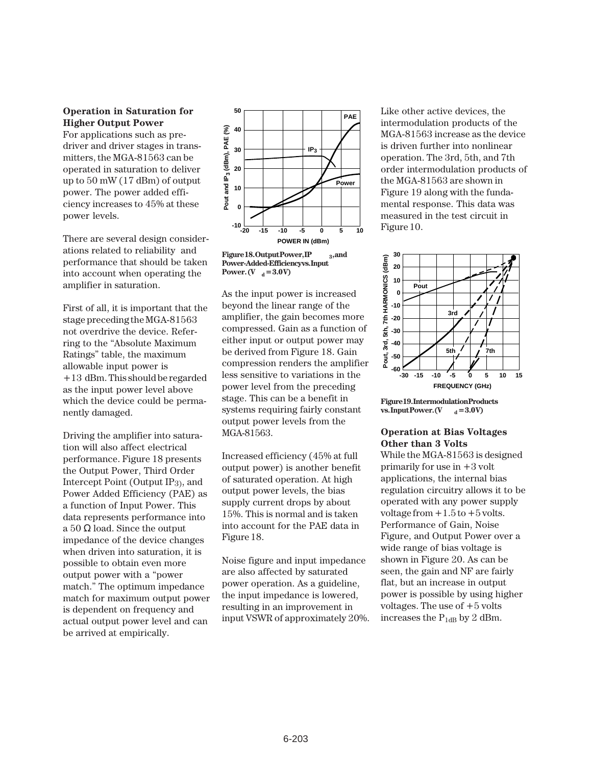### Operation in Saturation for Higher Output Power

For applications such as pre-driver and driver stages in transmitters, the MGA-81563 can be operated in saturation to deliver up to 50 mW (17 dBm) of output power. The power added efficiency increases to 45% at these power levels.

There are several design considerations related to reliability and performance that should be taken into account when operating the amplifier in saturation.

First of all, it is important that the stage preceding the MGA-81563 not overdrive the device. Referring to the "Absolute Maximum Ratings" table, the maximum allowable input power is +13 dBm. This should be regarded as the input power level above which the device could be permanently damaged.

Driving the amplifier into saturation will also affect electrical performance. Figure 18 presents the Output Power, Third Order Intercept Point (Output $IP_3$), and Power Added Efficiency (PAE) as a function of Input Power. This data represents performance into a 50 Ω load. Since the output impedance of the device changes when driven into saturation, it is possible to obtain even more output power with a "power match." The optimum impedance match for maximum output power is dependent on frequency and actual output power level and can be arrived at empirically.

**Figure 18. Output Power, $IP_3$, and Power-Added-Efficiency vs. Input Power. ($V_d$ = 3.0V)**

As the input power is increased beyond the linear range of the amplifier, the gain becomes more compressed. Gain as a function of either input or output power may be derived from Figure 18. Gain compression renders the amplifier less sensitive to variations in the power level from the preceding stage. This can be a benefit in systems requiring fairly constant output power levels from the MGA-81563.

Increased efficiency (45% at full output power) is another benefit of saturated operation. At high output power levels, the bias supply current drops by about 15%. This is normal and is taken into account for the PAE data in Figure 18.

Noise figure and input impedance are also affected by saturated power operation. As a guideline, the input impedance is lowered, resulting in an improvement in input VSWR of approximately 20%.

Like other active devices, the intermodulation products of the MGA-81563 increase as the device is driven further into nonlinear operation. The 3rd, 5th, and 7th order intermodulation products of the MGA-81563 are shown in Figure 19 along with the fundamental response. This data was measured in the test circuit in Figure 10.

**Figure 19. Intermodulation Products vs. Input Power. ($V_d$ = 3.0V)**

### Operation at Bias Voltages Other than 3 Volts

While the MGA-81563 is designed primarily for use in +3 volt applications, the internal bias regulation circuitry allows it to be operated with any power supply voltage from +1.5 to +5 volts. Performance of Gain, Noise Figure, and Output Power over a wide range of bias voltage is shown in Figure 20. As can be seen, the gain and NF are fairly flat, but an increase in output power is possible by using higher voltages. The use of +5 volts increases the $P_{1dB}$ by 2 dBm.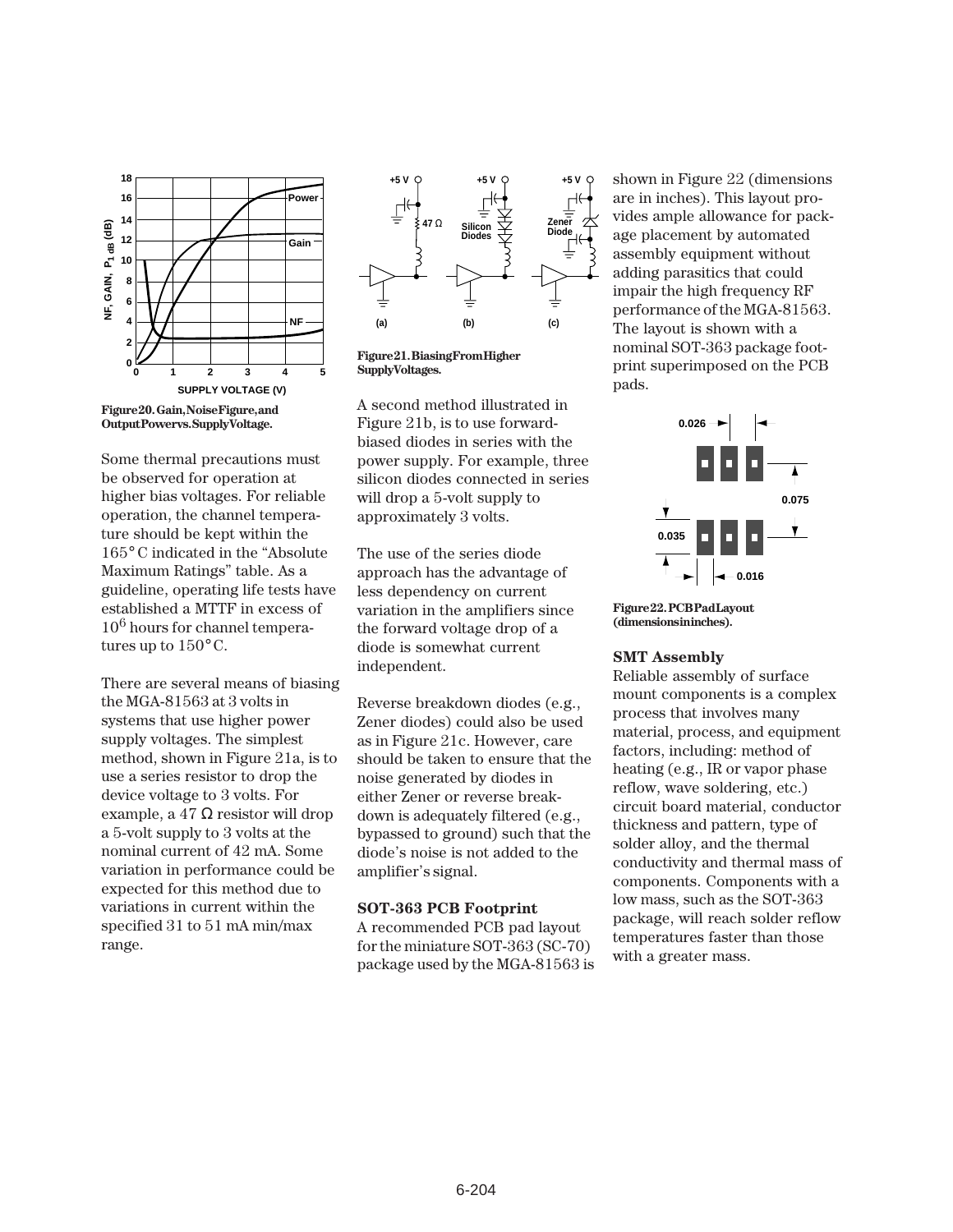Figure 20. Gain, Noise Figure, and Output Power vs. Supply Voltage.

Some thermal precautions must be observed for operation at higher bias voltages. For reliable operation, the channel temperature should be kept within the 165°C indicated in the "Absolute Maximum Ratings" table. As a guideline, operating life tests have established a MTTF in excess of $10^6$ hours for channel temperatures up to 150°C.

There are several means of biasing the MGA-81563 at 3 volts in systems that use higher power supply voltages. The simplest method, shown in Figure 21a, is to use a series resistor to drop the device voltage to 3 volts. For example, a 47 Ω resistor will drop a 5-volt supply to 3 volts at the nominal current of 42 mA. Some variation in performance could be expected for this method due to variations in current within the specified 31 to 51 mA min/max range.

Figure 21. Biasing From Higher Supply Voltages.

A second method illustrated in Figure 21b, is to use forward-biased diodes in series with the power supply. For example, three silicon diodes connected in series will drop a 5-volt supply to approximately 3 volts.

The use of the series diode approach has the advantage of less dependency on current variation in the amplifiers since the forward voltage drop of a diode is somewhat current independent.

Reverse breakdown diodes (e.g., Zener diodes) could also be used as in Figure 21c. However, care should be taken to ensure that the noise generated by diodes in either Zener or reverse breakdown is adequately filtered (e.g., bypassed to ground) such that the diode's noise is not added to the amplifier's signal.

### SOT-363 PCB Footprint

A recommended PCB pad layout for the miniature SOT-363 (SC-70) package used by the MGA-81563 is shown in Figure 22 (dimensions are in inches). This layout provides ample allowance for package placement by automated assembly equipment without adding parasitics that could impair the high frequency RF performance of the MGA-81563. The layout is shown with a nominal SOT-363 package footprint superimposed on the PCB pads.

Figure 22. PCB Pad Layout (dimensions in inches).

### SMT Assembly

Reliable assembly of surface mount components is a complex process that involves many material, process, and equipment factors, including: method of heating (e.g., IR or vapor phase reflow, wave soldering, etc.) circuit board material, conductor thickness and pattern, type of solder alloy, and the thermal conductivity and thermal mass of components. Components with a low mass, such as the SOT-363 package, will reach solder reflow temperatures faster than those with a greater mass.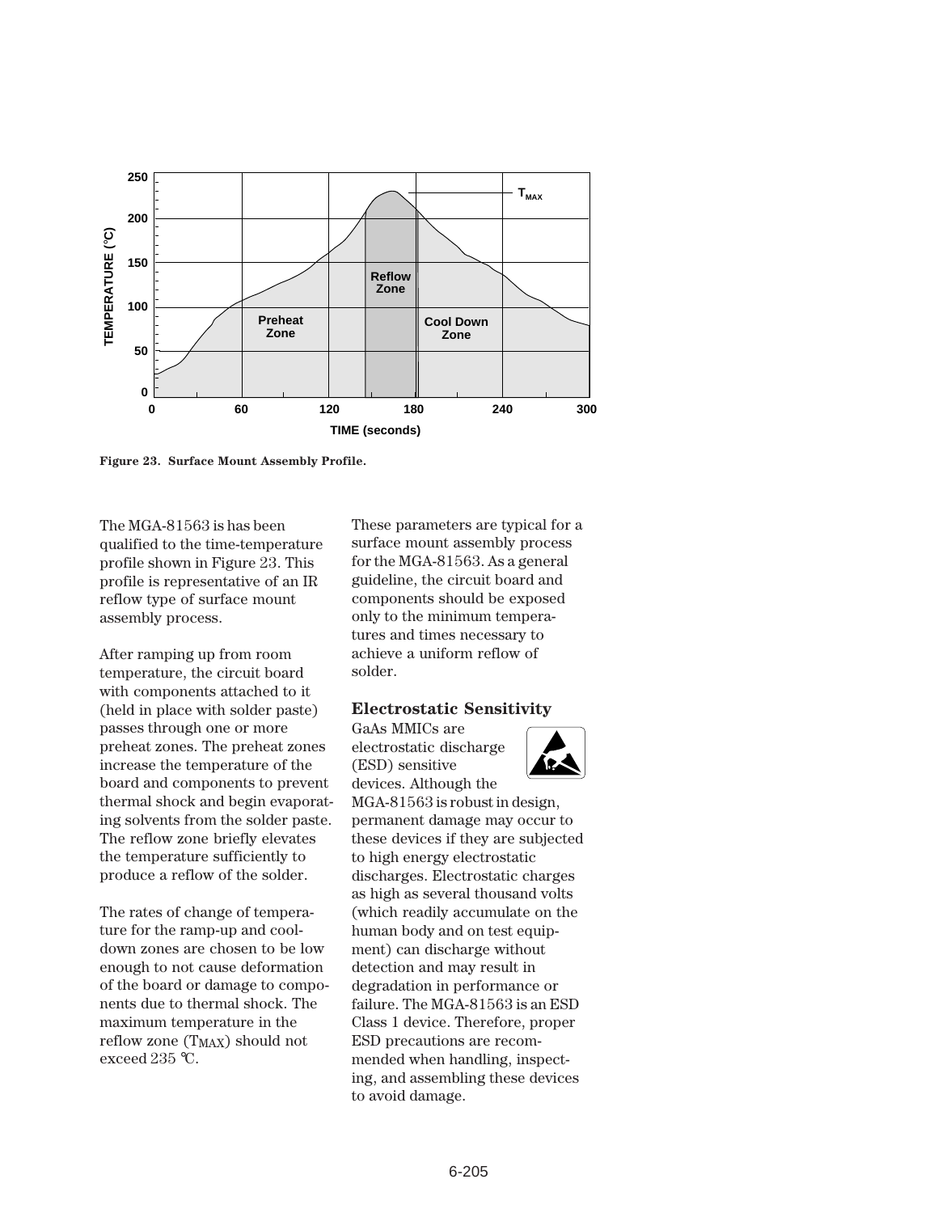**Figure 23. Surface Mount Assembly Profile.**

The MGA-81563 is has been qualified to the time-temperature profile shown in Figure 23. This profile is representative of an IR reflow type of surface mount assembly process.

After ramping up from room temperature, the circuit board with components attached to it (held in place with solder paste) passes through one or more preheat zones. The preheat zones increase the temperature of the board and components to prevent thermal shock and begin evaporating solvents from the solder paste. The reflow zone briefly elevates the temperature sufficiently to produce a reflow of the solder.

The rates of change of temperature for the ramp-up and cool-down zones are chosen to be low enough to not cause deformation of the board or damage to components due to thermal shock. The maximum temperature in the reflow zone ($T_{MAX}$) should not exceed 235 °C.

These parameters are typical for a surface mount assembly process for the MGA-81563. As a general guideline, the circuit board and components should be exposed only to the minimum temperatures and times necessary to achieve a uniform reflow of solder.

### Electrostatic Sensitivity

GaAs MMICs are electrostatic discharge (ESD) sensitive devices. Although the MGA-81563 is robust in design, permanent damage may occur to these devices if they are subjected to high energy electrostatic discharges. Electrostatic charges as high as several thousand volts (which readily accumulate on the human body and on test equipment) can discharge without detection and may result in degradation in performance or failure. The MGA-81563 is an ESD Class 1 device. Therefore, proper ESD precautions are recommended when handling, inspecting, and assembling these devices to avoid damage.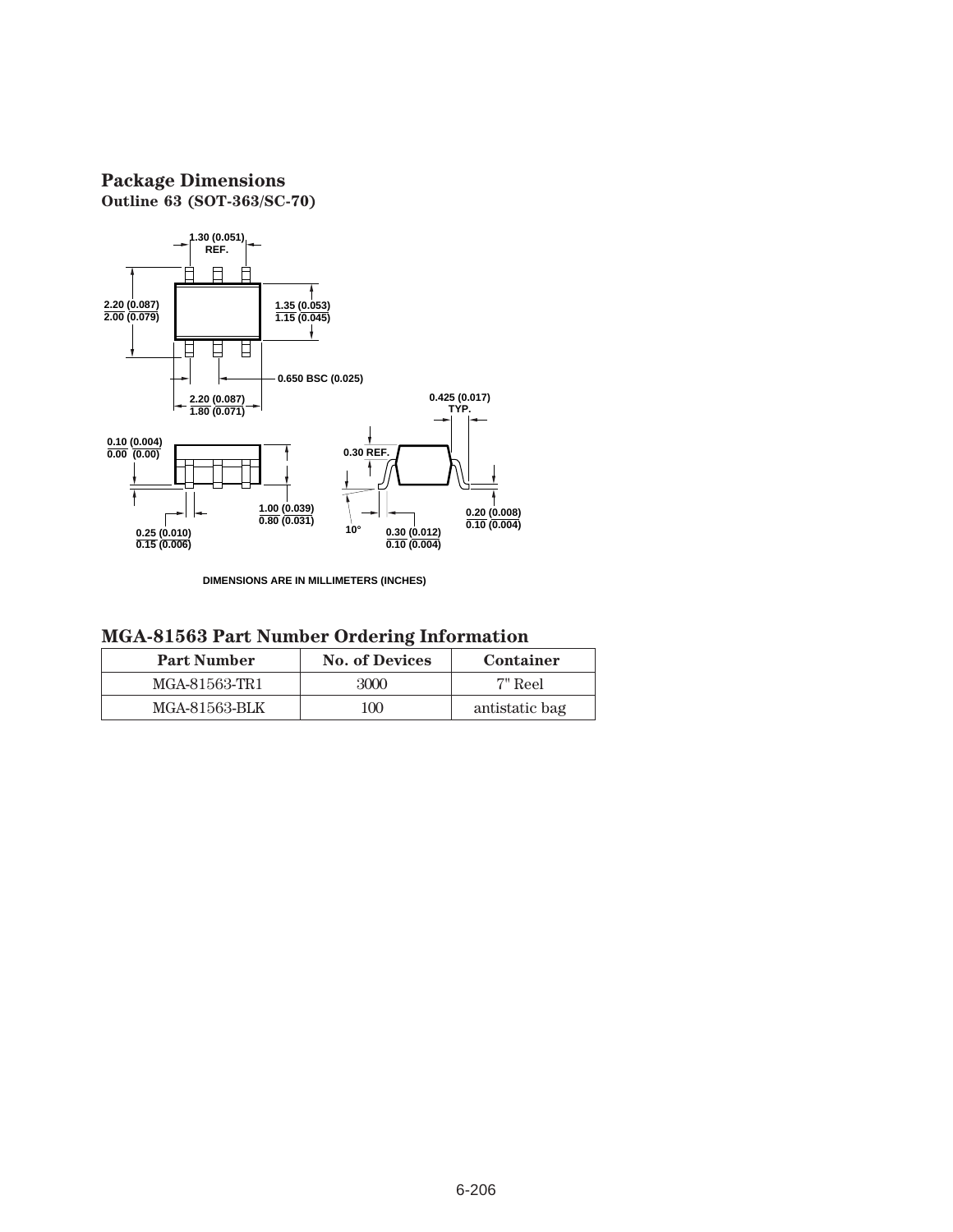## Package Dimensions

### Outline 63 (SOT-363/SC-70)

1.30 (0.051) REF.

2.20 (0.087) / 2.00 (0.079)

1.35 (0.053) / 1.15 (0.045)

0.650 BSC (0.025)

2.20 (0.087) / 1.80 (0.071)

0.425 (0.017) TYP.

0.10 (0.004) / 0.00 (0.00)

0.30 REF.

1.00 (0.039) / 0.80 (0.031)

0.20 (0.008) / 0.10 (0.004)

10°

0.25 (0.010) / 0.15 (0.006)

0.30 (0.012) / 0.10 (0.004)

DIMENSIONS ARE IN MILLIMETERS (INCHES)

## MGA-81563 Part Number Ordering Information

| Part Number | No. of Devices | Container |
|---|---|---|
| MGA-81563-TR1 | 3000 | 7" Reel |
| MGA-81563-BLK | 100 | antistatic bag |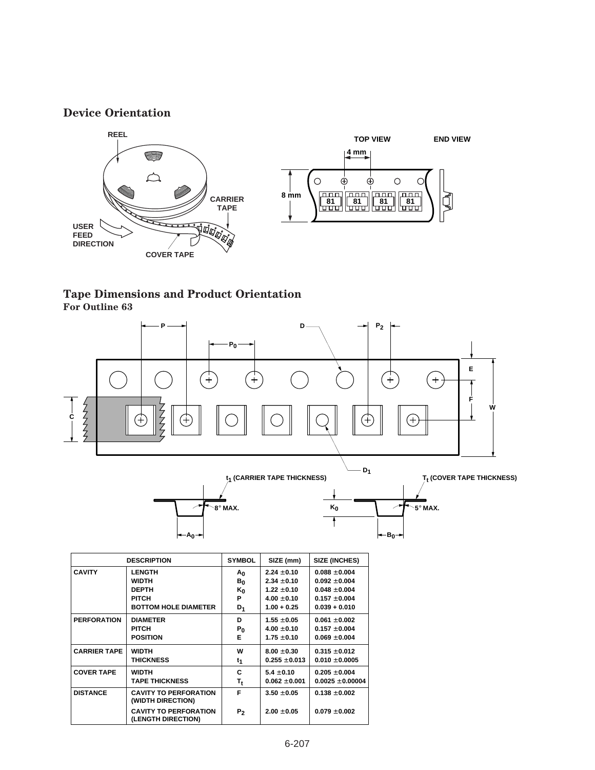## Device Orientation

REEL

USER FEED DIRECTION

COVER TAPE

CARRIER TAPE

TOP VIEW

END VIEW

4 mm

8 mm

81 81 81 81

## Tape Dimensions and Product Orientation

**For Outline 63**

P

$P_0$

D

$P_2$

E

F

W

C

$D_1$

$t_1$ (CARRIER TAPE THICKNESS)

$T_t$ (COVER TAPE THICKNESS)

8° MAX.

$K_0$

5° MAX.

$A_0$

$B_0$

| DESCRIPTION | | SYMBOL | SIZE (mm) | SIZE (INCHES) |
|---|---|---|---|---|
| CAVITY | LENGTH | $A_0$ | 2.24 ± 0.10 | 0.088 ± 0.004 |
| | WIDTH | $B_0$ | 2.34 ± 0.10 | 0.092 ± 0.004 |
| | DEPTH | $K_0$ | 1.22 ± 0.10 | 0.048 ± 0.004 |
| | PITCH | P | 4.00 ± 0.10 | 0.157 ± 0.004 |
| | BOTTOM HOLE DIAMETER | $D_1$ | 1.00 + 0.25 | 0.039 + 0.010 |
| PERFORATION | DIAMETER | D | 1.55 ± 0.05 | 0.061 ± 0.002 |
| | PITCH | $P_0$ | 4.00 ± 0.10 | 0.157 ± 0.004 |
| | POSITION | E | 1.75 ± 0.10 | 0.069 ± 0.004 |
| CARRIER TAPE | WIDTH | W | 8.00 ± 0.30 | 0.315 ± 0.012 |
| | THICKNESS | $t_1$ | 0.255 ± 0.013 | 0.010 ± 0.0005 |
| COVER TAPE | WIDTH | C | 5.4 ± 0.10 | 0.205 ± 0.004 |
| | TAPE THICKNESS | $T_t$ | 0.062 ± 0.001 | 0.0025 ± 0.00004 |
| DISTANCE | CAVITY TO PERFORATION (WIDTH DIRECTION) | F | 3.50 ± 0.05 | 0.138 ± 0.002 |
| | CAVITY TO PERFORATION (LENGTH DIRECTION) | $P_2$ | 2.00 ± 0.05 | 0.079 ± 0.002 |